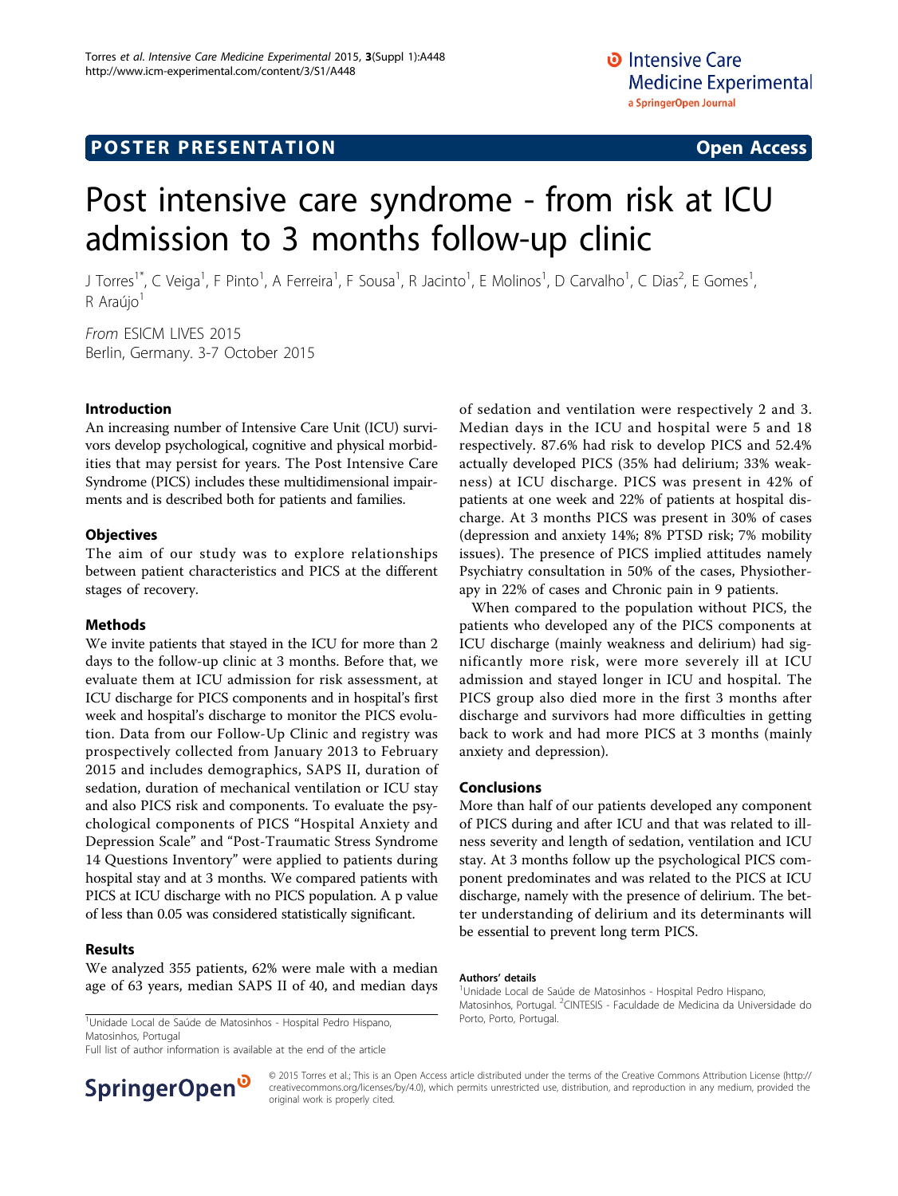POSTER PRESENTATION **Open Access**

# Post intensive care syndrome - from risk at ICU admission to 3 months follow-up clinic

J Torres[1*], C Veiga[1], F Pinto[1], A Ferreira[1], F Sousa[1], R Jacinto[1], E Molinos[1], D Carvalho[1], C Dias[2], E Gomes[1], R Araújo[1]

*From* ESICM LIVES 2015
Berlin, Germany. 3-7 October 2015

## Introduction

An increasing number of Intensive Care Unit (ICU) survivors develop psychological, cognitive and physical morbidities that may persist for years. The Post Intensive Care Syndrome (PICS) includes these multidimensional impairments and is described both for patients and families.

## Objectives

The aim of our study was to explore relationships between patient characteristics and PICS at the different stages of recovery.

## Methods

We invite patients that stayed in the ICU for more than 2 days to the follow-up clinic at 3 months. Before that, we evaluate them at ICU admission for risk assessment, at ICU discharge for PICS components and in hospital's first week and hospital's discharge to monitor the PICS evolution. Data from our Follow-Up Clinic and registry was prospectively collected from January 2013 to February 2015 and includes demographics, SAPS II, duration of sedation, duration of mechanical ventilation or ICU stay and also PICS risk and components. To evaluate the psychological components of PICS "Hospital Anxiety and Depression Scale" and "Post-Traumatic Stress Syndrome 14 Questions Inventory" were applied to patients during hospital stay and at 3 months. We compared patients with PICS at ICU discharge with no PICS population. A p value of less than 0.05 was considered statistically significant.

## Results

We analyzed 355 patients, 62% were male with a median age of 63 years, median SAPS II of 40, and median days of sedation and ventilation were respectively 2 and 3. Median days in the ICU and hospital were 5 and 18 respectively. 87.6% had risk to develop PICS and 52.4% actually developed PICS (35% had delirium; 33% weakness) at ICU discharge. PICS was present in 42% of patients at one week and 22% of patients at hospital discharge. At 3 months PICS was present in 30% of cases (depression and anxiety 14%; 8% PTSD risk; 7% mobility issues). The presence of PICS implied attitudes namely Psychiatry consultation in 50% of the cases, Physiotherapy in 22% of cases and Chronic pain in 9 patients.

When compared to the population without PICS, the patients who developed any of the PICS components at ICU discharge (mainly weakness and delirium) had significantly more risk, were more severely ill at ICU admission and stayed longer in ICU and hospital. The PICS group also died more in the first 3 months after discharge and survivors had more difficulties in getting back to work and had more PICS at 3 months (mainly anxiety and depression).

## Conclusions

More than half of our patients developed any component of PICS during and after ICU and that was related to illness severity and length of sedation, ventilation and ICU stay. At 3 months follow up the psychological PICS component predominates and was related to the PICS at ICU discharge, namely with the presence of delirium. The better understanding of delirium and its determinants will be essential to prevent long term PICS.

**Authors' details**
[1]Unidade Local de Saúde de Matosinhos - Hospital Pedro Hispano, Matosinhos, Portugal. [2]CINTESIS - Faculdade de Medicina da Universidade do Porto, Porto, Portugal.

[1]Unidade Local de Saúde de Matosinhos - Hospital Pedro Hispano, Matosinhos, Portugal
Full list of author information is available at the end of the article

© 2015 Torres et al.; This is an Open Access article distributed under the terms of the Creative Commons Attribution License (http://creativecommons.org/licenses/by/4.0), which permits unrestricted use, distribution, and reproduction in any medium, provided the original work is properly cited.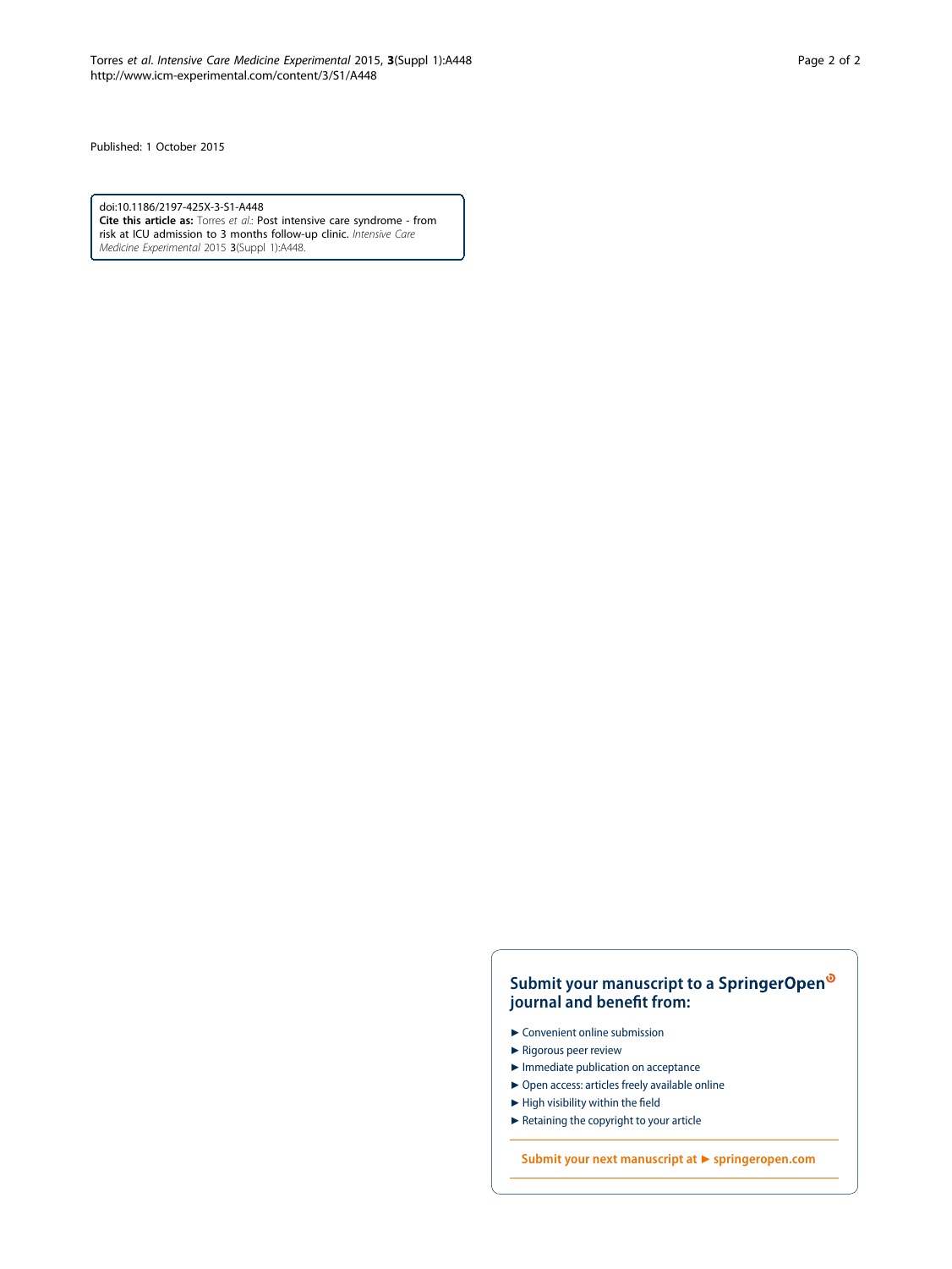Published: 1 October 2015

doi:10.1186/2197-425X-3-S1-A448
**Cite this article as:** Torres *et al.*: Post intensive care syndrome - from risk at ICU admission to 3 months follow-up clinic. *Intensive Care Medicine Experimental* 2015 **3**(Suppl 1):A448.

**Submit your manuscript to a SpringerOpen journal and benefit from:**

- ► Convenient online submission
- ► Rigorous peer review
- ► Immediate publication on acceptance
- ► Open access: articles freely available online
- ► High visibility within the field
- ► Retaining the copyright to your article

**Submit your next manuscript at ► springeropen.com**